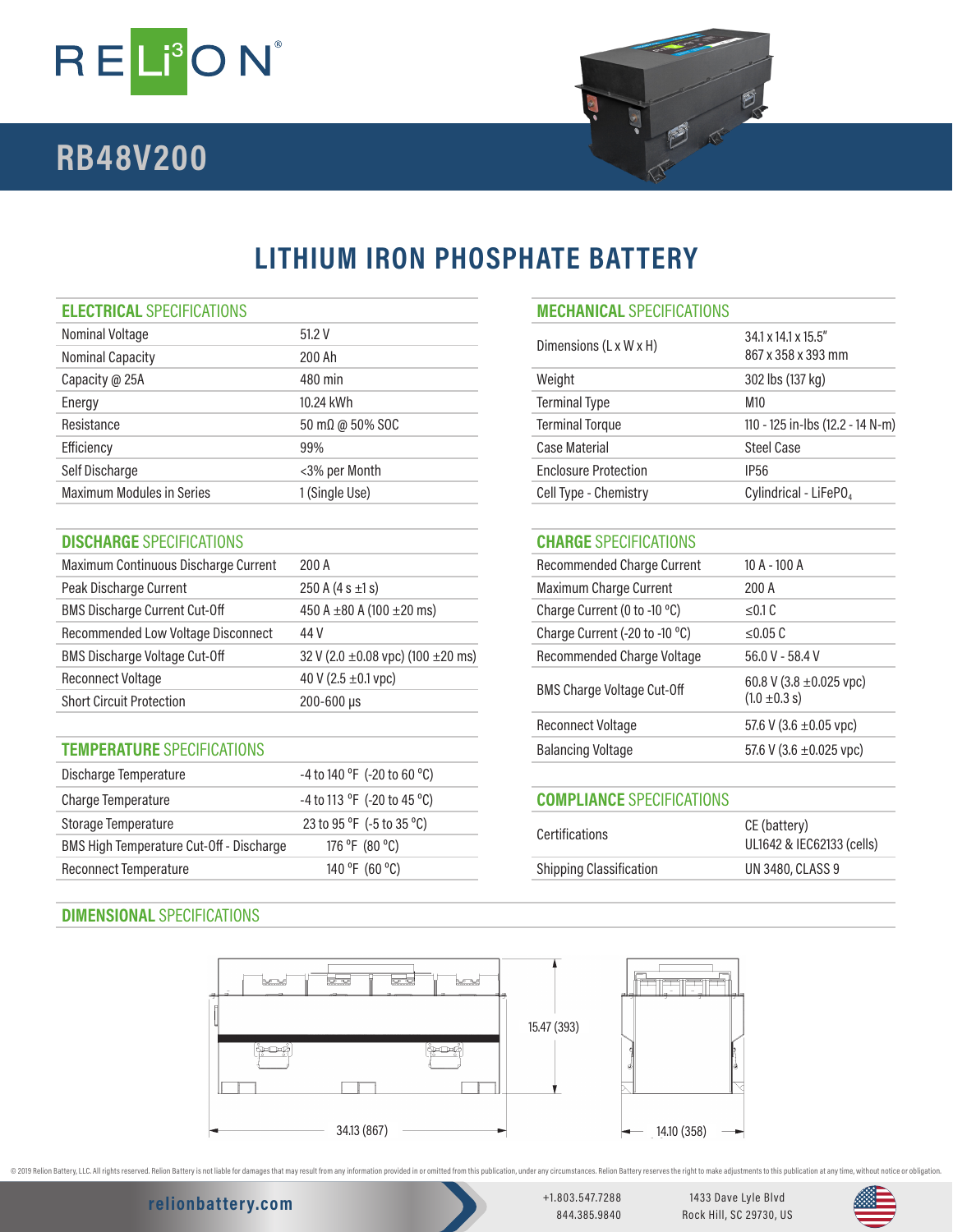# RELiON

## RB48V200

# LITHIUM IRON PHOSPHATE BATTERY

### ELECTRICAL SPECIFICATIONS

| | |
|---|---|
| Nominal Voltage | 51.2 V |
| Nominal Capacity | 200 Ah |
| Capacity @ 25A | 480 min |
| Energy | 10.24 kWh |
| Resistance | 50 mΩ @ 50% SOC |
| Efficiency | 99% |
| Self Discharge | <3% per Month |
| Maximum Modules in Series | 1 (Single Use) |

### DISCHARGE SPECIFICATIONS

| | |
|---|---|
| Maximum Continuous Discharge Current | 200 A |
| Peak Discharge Current | 250 A (4 s ±1 s) |
| BMS Discharge Current Cut-Off | 450 A ±80 A (100 ±20 ms) |
| Recommended Low Voltage Disconnect | 44 V |
| BMS Discharge Voltage Cut-Off | 32 V (2.0 ±0.08 vpc) (100 ±20 ms) |
| Reconnect Voltage | 40 V (2.5 ±0.1 vpc) |
| Short Circuit Protection | 200-600 µs |

### TEMPERATURE SPECIFICATIONS

| | |
|---|---|
| Discharge Temperature | -4 to 140 °F (-20 to 60 °C) |
| Charge Temperature | -4 to 113 °F (-20 to 45 °C) |
| Storage Temperature | 23 to 95 °F (-5 to 35 °C) |
| BMS High Temperature Cut-Off - Discharge | 176 °F (80 °C) |
| Reconnect Temperature | 140 °F (60 °C) |

### MECHANICAL SPECIFICATIONS

| | |
|---|---|
| Dimensions (L x W x H) | 34.1 x 14.1 x 15.5" 867 x 358 x 393 mm |
| Weight | 302 lbs (137 kg) |
| Terminal Type | M10 |
| Terminal Torque | 110 - 125 in-lbs (12.2 - 14 N-m) |
| Case Material | Steel Case |
| Enclosure Protection | IP56 |
| Cell Type - Chemistry | Cylindrical - $LiFePO_4$ |

### CHARGE SPECIFICATIONS

| | |
|---|---|
| Recommended Charge Current | 10 A - 100 A |
| Maximum Charge Current | 200 A |
| Charge Current (0 to -10 °C) | ≤0.1 C |
| Charge Current (-20 to -10 °C) | ≤0.05 C |
| Recommended Charge Voltage | 56.0 V - 58.4 V |
| BMS Charge Voltage Cut-Off | 60.8 V (3.8 ±0.025 vpc) (1.0 ±0.3 s) |
| Reconnect Voltage | 57.6 V (3.6 ±0.05 vpc) |
| Balancing Voltage | 57.6 V (3.6 ±0.025 vpc) |

### COMPLIANCE SPECIFICATIONS

| | |
|---|---|
| Certifications | CE (battery) UL1642 & IEC62133 (cells) |
| Shipping Classification | UN 3480, CLASS 9 |

### DIMENSIONAL SPECIFICATIONS

15.47 (393)

34.13 (867)

14.10 (358)

© 2019 Relion Battery, LLC. All rights reserved. Relion Battery is not liable for damages that may result from any information provided in or omitted from this publication, under any circumstances. Relion Battery reserves the right to make adjustments to this publication at any time, without notice or obligation.

relionbattery.com

+1.803.547.7288
844.385.9840

1433 Dave Lyle Blvd
Rock Hill, SC 29730, US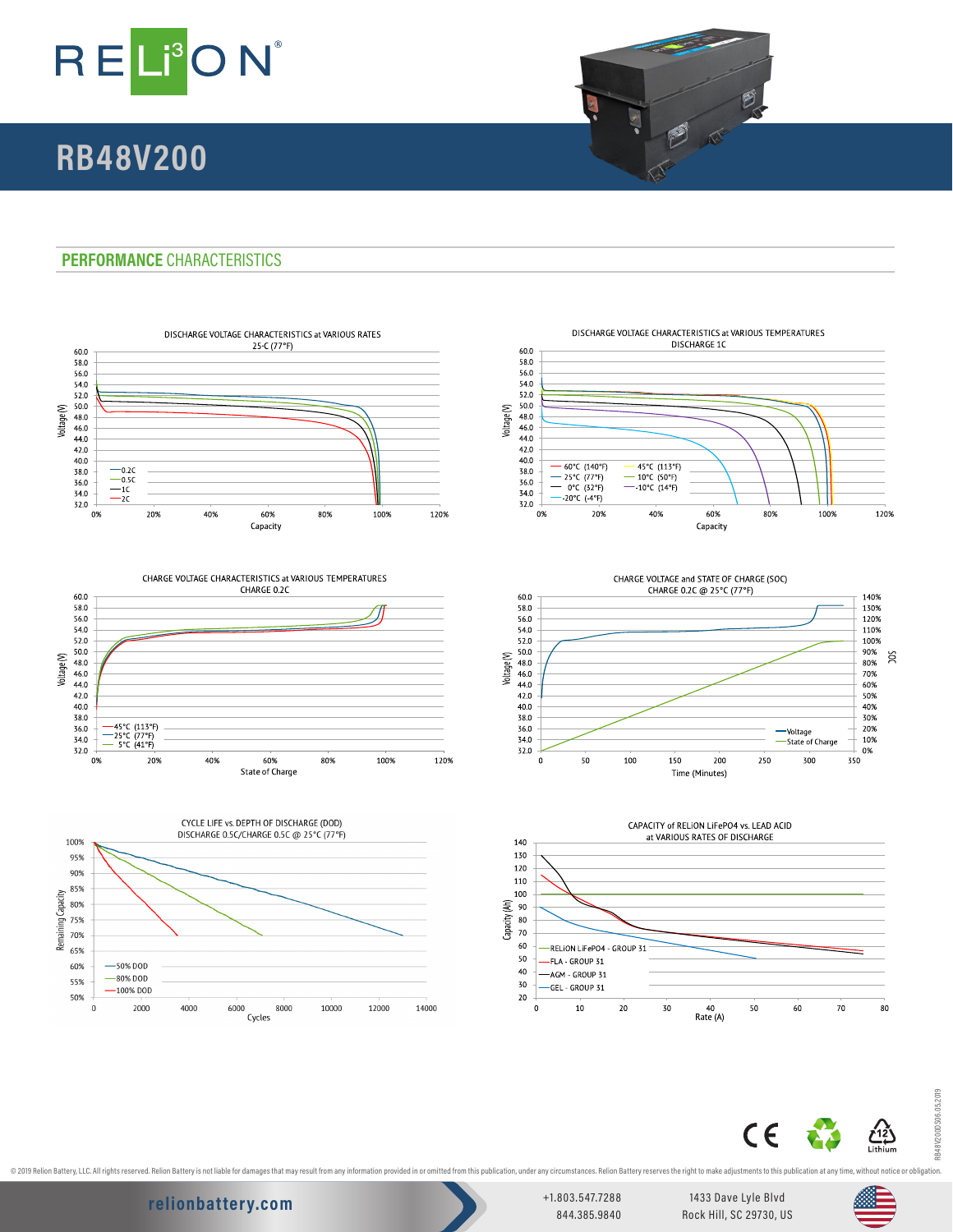# RB48V200

## PERFORMANCE CHARACTERISTICS

DISCHARGE VOLTAGE CHARACTERISTICS at VARIOUS RATES
25°C (77°F)

Voltage (V)
60.0
58.0
56.0
54.0
52.0
50.0
48.0
46.0
44.0
42.0
40.0
38.0
36.0
34.0
32.0

0.2C
0.5C
1C
2C

0%
20%
40%
60%
80%
100%
120%
Capacity

DISCHARGE VOLTAGE CHARACTERISTICS at VARIOUS TEMPERATURES
DISCHARGE 1C

Voltage (V)
60.0
58.0
56.0
54.0
52.0
50.0
48.0
46.0
44.0
42.0
40.0
38.0
36.0
34.0
32.0

60°C (140°F)
45°C (113°F)
25°C (77°F)
10°C (50°F)
0°C (32°F)
-10°C (14°F)
-20°C (-4°F)

0%
20%
40%
60%
80%
100%
120%
Capacity

CHARGE VOLTAGE CHARACTERISTICS at VARIOUS TEMPERATURES
CHARGE 0.2C

Voltage (V)
60.0
58.0
56.0
54.0
52.0
50.0
48.0
46.0
44.0
42.0
40.0
38.0
36.0
34.0
32.0

45°C (113°F)
25°C (77°F)
5°C (41°F)

0%
20%
40%
60%
80%
100%
120%
State of Charge

CHARGE VOLTAGE and STATE OF CHARGE (SOC)
CHARGE 0.2C @ 25°C (77°F)

Voltage (V)
60.0
58.0
56.0
54.0
52.0
50.0
48.0
46.0
44.0
42.0
40.0
38.0
36.0
34.0
32.0

SOC
140%
130%
120%
110%
100%
90%
80%
70%
60%
50%
40%
30%
20%
10%
0%

Voltage
State of Charge

0
50
100
150
200
250
300
350
Time (Minutes)

CYCLE LIFE vs. DEPTH OF DISCHARGE (DOD)
DISCHARGE 0.5C/CHARGE 0.5C @ 25°C (77°F)

Remaining Capacity
100%
95%
90%
85%
80%
75%
70%
65%
60%
55%
50%

50% DOD
80% DOD
100% DOD

0
2000
4000
6000
8000
10000
12000
14000
Cycles

CAPACITY of RELiON LiFePO4 vs. LEAD ACID
at VARIOUS RATES OF DISCHARGE

Capacity (Ah)
140
130
120
110
100
90
80
70
60
50
40
30
20

RELiON LiFePO4 - GROUP 31
FLA - GROUP 31
AGM - GROUP 31
GEL - GROUP 31

0
10
20
30
40
50
60
70
80
Rate (A)

RB48V200DS06.052019

© 2019 Relion Battery, LLC. All rights reserved. Relion Battery is not liable for damages that may result from any information provided in or omitted from this publication, under any circumstances. Relion Battery reserves the right to make adjustments to this publication at any time, without notice or obligation.

relionbattery.com

+1.803.547.7288
844.385.9840

1433 Dave Lyle Blvd
Rock Hill, SC 29730, US